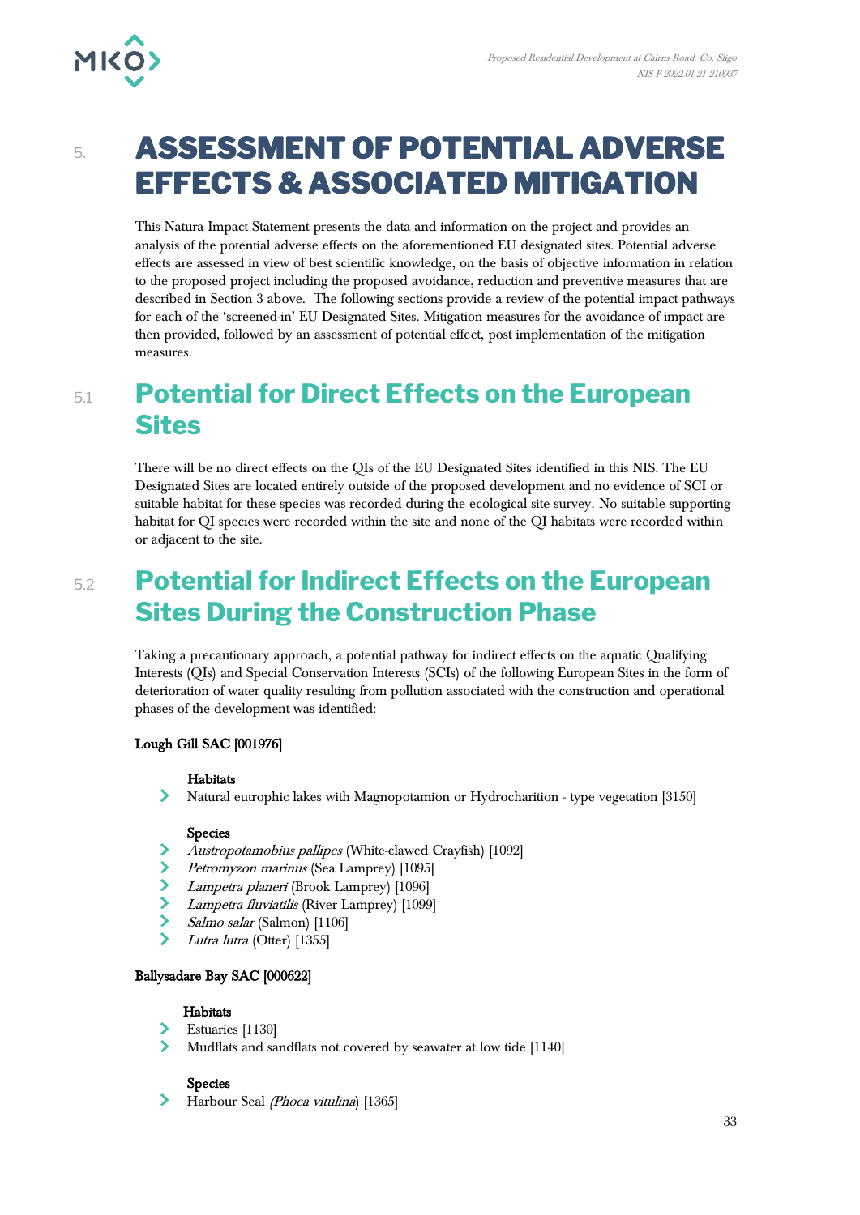# 5. ASSESSMENT OF POTENTIAL ADVERSE EFFECTS & ASSOCIATED MITIGATION

This Natura Impact Statement presents the data and information on the project and provides an analysis of the potential adverse effects on the aforementioned EU designated sites. Potential adverse effects are assessed in view of best scientific knowledge, on the basis of objective information in relation to the proposed project including the proposed avoidance, reduction and preventive measures that are described in Section 3 above. The following sections provide a review of the potential impact pathways for each of the 'screened-in' EU Designated Sites. Mitigation measures for the avoidance of impact are then provided, followed by an assessment of potential effect, post implementation of the mitigation measures.

## 5.1 Potential for Direct Effects on the European Sites

There will be no direct effects on the QIs of the EU Designated Sites identified in this NIS. The EU Designated Sites are located entirely outside of the proposed development and no evidence of SCI or suitable habitat for these species was recorded during the ecological site survey. No suitable supporting habitat for QI species were recorded within the site and none of the QI habitats were recorded within or adjacent to the site.

## 5.2 Potential for Indirect Effects on the European Sites During the Construction Phase

Taking a precautionary approach, a potential pathway for indirect effects on the aquatic Qualifying Interests (QIs) and Special Conservation Interests (SCIs) of the following European Sites in the form of deterioration of water quality resulting from pollution associated with the construction and operational phases of the development was identified:

**Lough Gill SAC [001976]**

**Habitats**

- Natural eutrophic lakes with Magnopotamion or Hydrocharition - type vegetation [3150]

**Species**

- *Austropotamobius pallipes* (White-clawed Crayfish) [1092]
- *Petromyzon marinus* (Sea Lamprey) [1095]
- *Lampetra planeri* (Brook Lamprey) [1096]
- *Lampetra fluviatilis* (River Lamprey) [1099]
- *Salmo salar* (Salmon) [1106]
- *Lutra lutra* (Otter) [1355]

**Ballysadare Bay SAC [000622]**

**Habitats**

- Estuaries [1130]
- Mudflats and sandflats not covered by seawater at low tide [1140]

**Species**

- Harbour Seal *(Phoca vitulina)* [1365]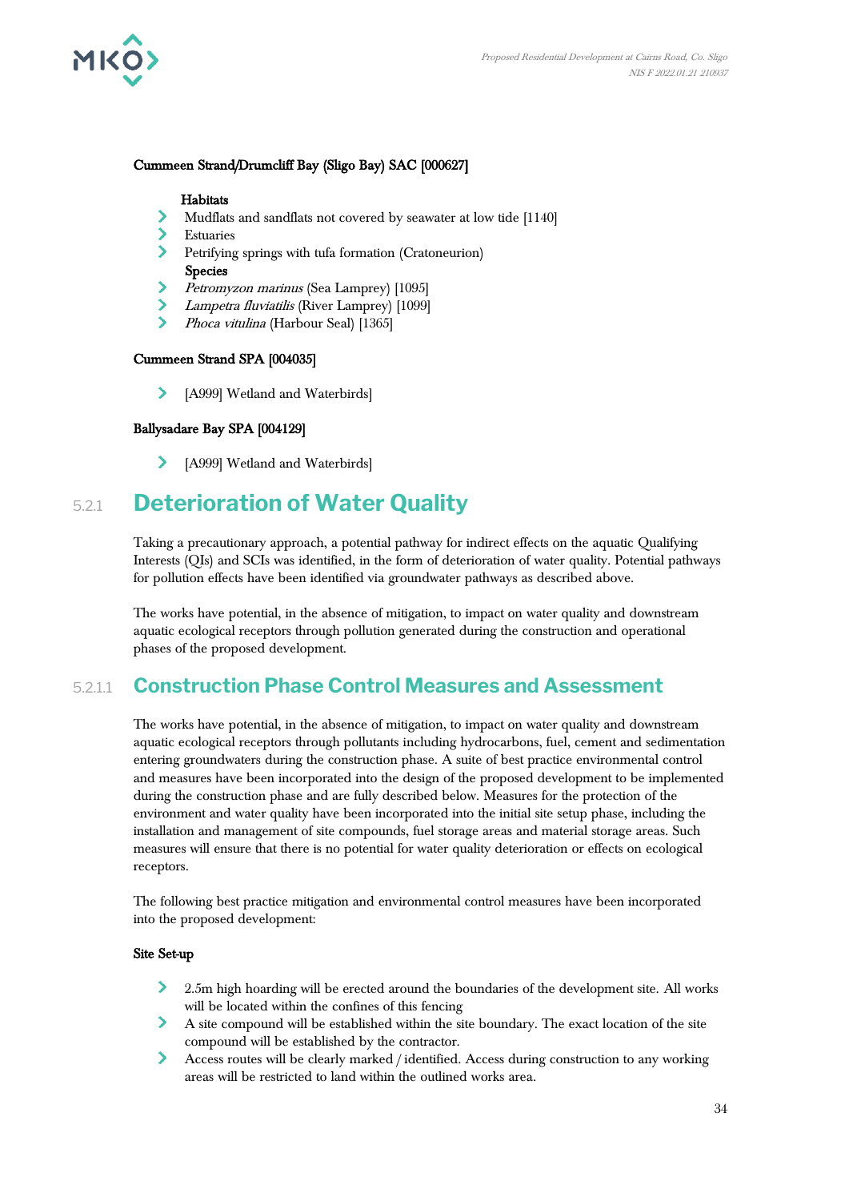**Cummeen Strand/Drumcliff Bay (Sligo Bay) SAC [000627]**

**Habitats**

- Mudflats and sandflats not covered by seawater at low tide [1140]
- Estuaries
- Petrifying springs with tufa formation (Cratoneurion)

**Species**

- *Petromyzon marinus* (Sea Lamprey) [1095]
- *Lampetra fluviatilis* (River Lamprey) [1099]
- *Phoca vitulina* (Harbour Seal) [1365]

**Cummeen Strand SPA [004035]**

- [A999] Wetland and Waterbirds]

**Ballysadare Bay SPA [004129]**

- [A999] Wetland and Waterbirds]

## 5.2.1 Deterioration of Water Quality

Taking a precautionary approach, a potential pathway for indirect effects on the aquatic Qualifying Interests (QIs) and SCIs was identified, in the form of deterioration of water quality. Potential pathways for pollution effects have been identified via groundwater pathways as described above.

The works have potential, in the absence of mitigation, to impact on water quality and downstream aquatic ecological receptors through pollution generated during the construction and operational phases of the proposed development.

### 5.2.1.1 Construction Phase Control Measures and Assessment

The works have potential, in the absence of mitigation, to impact on water quality and downstream aquatic ecological receptors through pollutants including hydrocarbons, fuel, cement and sedimentation entering groundwaters during the construction phase. A suite of best practice environmental control and measures have been incorporated into the design of the proposed development to be implemented during the construction phase and are fully described below. Measures for the protection of the environment and water quality have been incorporated into the initial site setup phase, including the installation and management of site compounds, fuel storage areas and material storage areas. Such measures will ensure that there is no potential for water quality deterioration or effects on ecological receptors.

The following best practice mitigation and environmental control measures have been incorporated into the proposed development:

**Site Set-up**

- 2.5m high hoarding will be erected around the boundaries of the development site. All works will be located within the confines of this fencing
- A site compound will be established within the site boundary. The exact location of the site compound will be established by the contractor.
- Access routes will be clearly marked / identified. Access during construction to any working areas will be restricted to land within the outlined works area.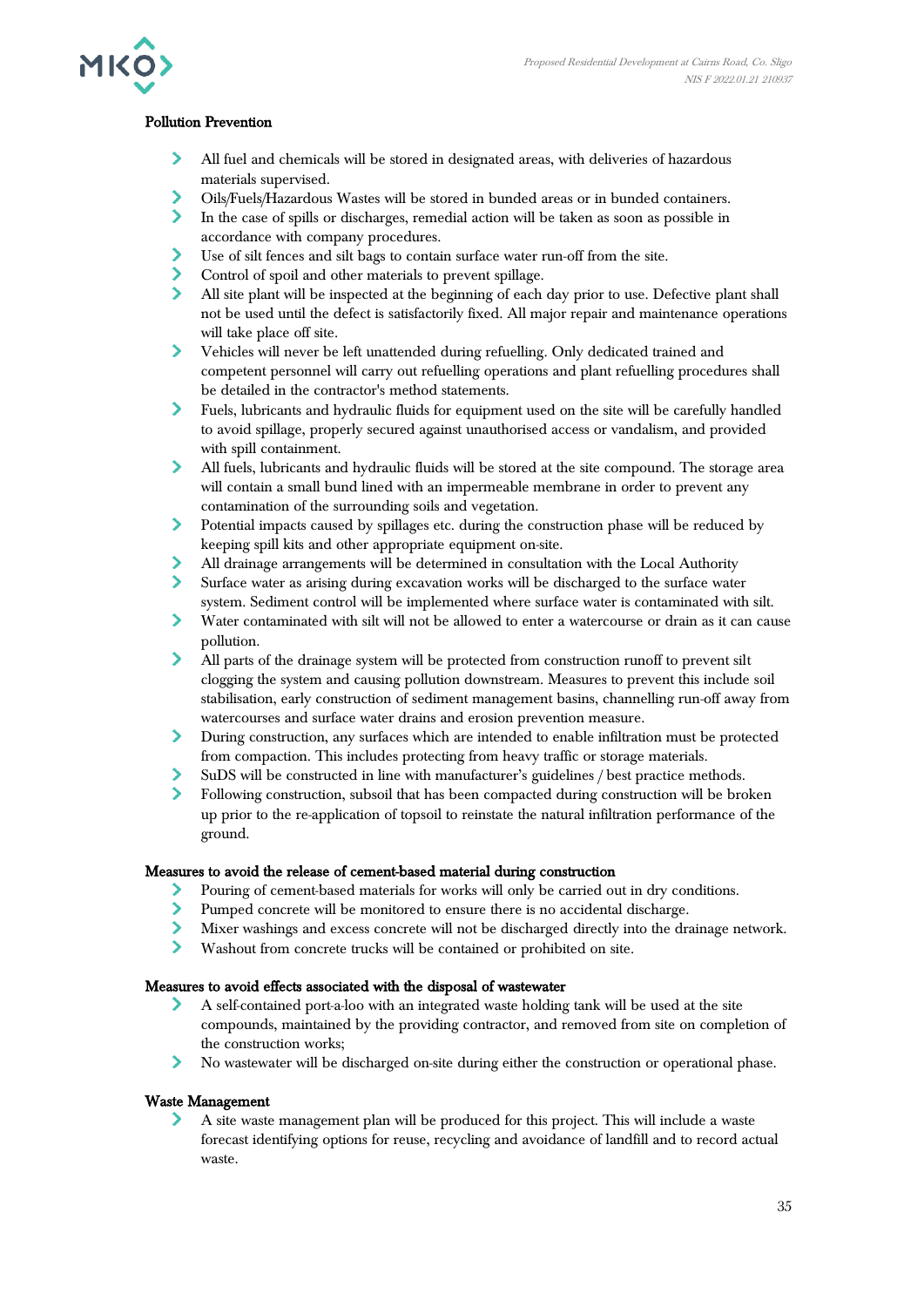**Pollution Prevention**

- All fuel and chemicals will be stored in designated areas, with deliveries of hazardous materials supervised.
- Oils/Fuels/Hazardous Wastes will be stored in bunded areas or in bunded containers.
- In the case of spills or discharges, remedial action will be taken as soon as possible in accordance with company procedures.
- Use of silt fences and silt bags to contain surface water run-off from the site.
- Control of spoil and other materials to prevent spillage.
- All site plant will be inspected at the beginning of each day prior to use. Defective plant shall not be used until the defect is satisfactorily fixed. All major repair and maintenance operations will take place off site.
- Vehicles will never be left unattended during refuelling. Only dedicated trained and competent personnel will carry out refuelling operations and plant refuelling procedures shall be detailed in the contractor's method statements.
- Fuels, lubricants and hydraulic fluids for equipment used on the site will be carefully handled to avoid spillage, properly secured against unauthorised access or vandalism, and provided with spill containment.
- All fuels, lubricants and hydraulic fluids will be stored at the site compound. The storage area will contain a small bund lined with an impermeable membrane in order to prevent any contamination of the surrounding soils and vegetation.
- Potential impacts caused by spillages etc. during the construction phase will be reduced by keeping spill kits and other appropriate equipment on-site.
- All drainage arrangements will be determined in consultation with the Local Authority
- Surface water as arising during excavation works will be discharged to the surface water system. Sediment control will be implemented where surface water is contaminated with silt.
- Water contaminated with silt will not be allowed to enter a watercourse or drain as it can cause pollution.
- All parts of the drainage system will be protected from construction runoff to prevent silt clogging the system and causing pollution downstream. Measures to prevent this include soil stabilisation, early construction of sediment management basins, channelling run-off away from watercourses and surface water drains and erosion prevention measure.
- During construction, any surfaces which are intended to enable infiltration must be protected from compaction. This includes protecting from heavy traffic or storage materials.
- SuDS will be constructed in line with manufacturer's guidelines / best practice methods.
- Following construction, subsoil that has been compacted during construction will be broken up prior to the re-application of topsoil to reinstate the natural infiltration performance of the ground.

**Measures to avoid the release of cement-based material during construction**

- Pouring of cement-based materials for works will only be carried out in dry conditions.
- Pumped concrete will be monitored to ensure there is no accidental discharge.
- Mixer washings and excess concrete will not be discharged directly into the drainage network.
- Washout from concrete trucks will be contained or prohibited on site.

**Measures to avoid effects associated with the disposal of wastewater**

- A self-contained port-a-loo with an integrated waste holding tank will be used at the site compounds, maintained by the providing contractor, and removed from site on completion of the construction works;
- No wastewater will be discharged on-site during either the construction or operational phase.

**Waste Management**

- A site waste management plan will be produced for this project. This will include a waste forecast identifying options for reuse, recycling and avoidance of landfill and to record actual waste.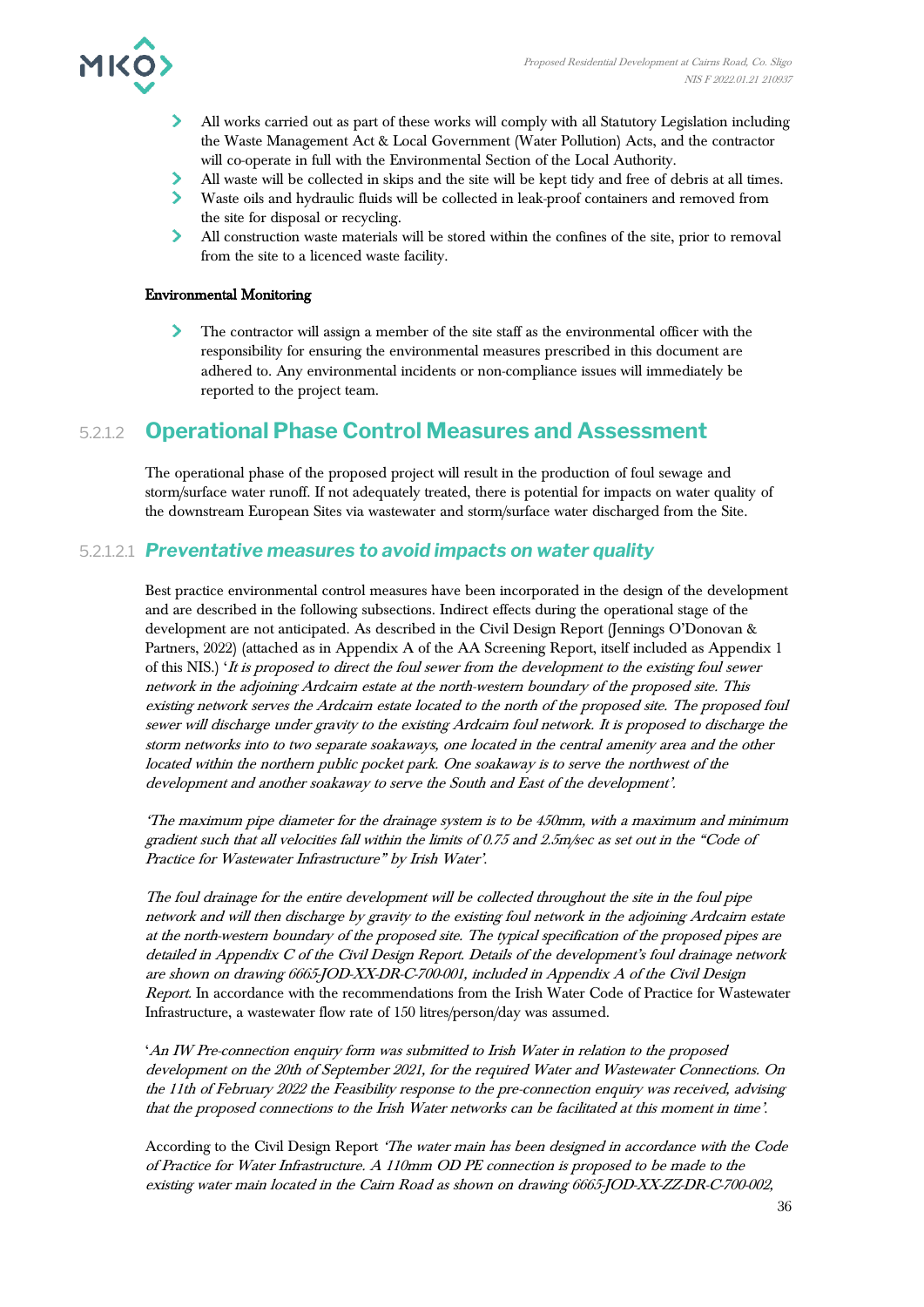- All works carried out as part of these works will comply with all Statutory Legislation including the Waste Management Act & Local Government (Water Pollution) Acts, and the contractor will co-operate in full with the Environmental Section of the Local Authority.
- All waste will be collected in skips and the site will be kept tidy and free of debris at all times.
- Waste oils and hydraulic fluids will be collected in leak-proof containers and removed from the site for disposal or recycling.
- All construction waste materials will be stored within the confines of the site, prior to removal from the site to a licenced waste facility.

**Environmental Monitoring**

- The contractor will assign a member of the site staff as the environmental officer with the responsibility for ensuring the environmental measures prescribed in this document are adhered to. Any environmental incidents or non-compliance issues will immediately be reported to the project team.

### 5.2.1.2 Operational Phase Control Measures and Assessment

The operational phase of the proposed project will result in the production of foul sewage and storm/surface water runoff. If not adequately treated, there is potential for impacts on water quality of the downstream European Sites via wastewater and storm/surface water discharged from the Site.

#### 5.2.1.2.1 *Preventative measures to avoid impacts on water quality*

Best practice environmental control measures have been incorporated in the design of the development and are described in the following subsections. Indirect effects during the operational stage of the development are not anticipated. As described in the Civil Design Report (Jennings O'Donovan & Partners, 2022) (attached as in Appendix A of the AA Screening Report, itself included as Appendix 1 of this NIS.) '*It is proposed to direct the foul sewer from the development to the existing foul sewer network in the adjoining Ardcairn estate at the north-western boundary of the proposed site. This existing network serves the Ardcairn estate located to the north of the proposed site. The proposed foul sewer will discharge under gravity to the existing Ardcairn foul network. It is proposed to discharge the storm networks into to two separate soakaways, one located in the central amenity area and the other located within the northern public pocket park. One soakaway is to serve the northwest of the development and another soakaway to serve the South and East of the development'.*

*'The maximum pipe diameter for the drainage system is to be 450mm, with a maximum and minimum gradient such that all velocities fall within the limits of 0.75 and 2.5m/sec as set out in the "Code of Practice for Wastewater Infrastructure" by Irish Water'.*

*The foul drainage for the entire development will be collected throughout the site in the foul pipe network and will then discharge by gravity to the existing foul network in the adjoining Ardcairn estate at the north-western boundary of the proposed site. The typical specification of the proposed pipes are detailed in Appendix C of the Civil Design Report. Details of the development's foul drainage network are shown on drawing 6665-JOD-XX-DR-C-700-001, included in Appendix A of the Civil Design Report.* In accordance with the recommendations from the Irish Water Code of Practice for Wastewater Infrastructure, a wastewater flow rate of 150 litres/person/day was assumed.

'*An IW Pre-connection enquiry form was submitted to Irish Water in relation to the proposed development on the 20th of September 2021, for the required Water and Wastewater Connections. On the 11th of February 2022 the Feasibility response to the pre-connection enquiry was received, advising that the proposed connections to the Irish Water networks can be facilitated at this moment in time'.*

According to the Civil Design Report *'The water main has been designed in accordance with the Code of Practice for Water Infrastructure. A 110mm OD PE connection is proposed to be made to the existing water main located in the Cairn Road as shown on drawing 6665-JOD-XX-ZZ-DR-C-700-002,*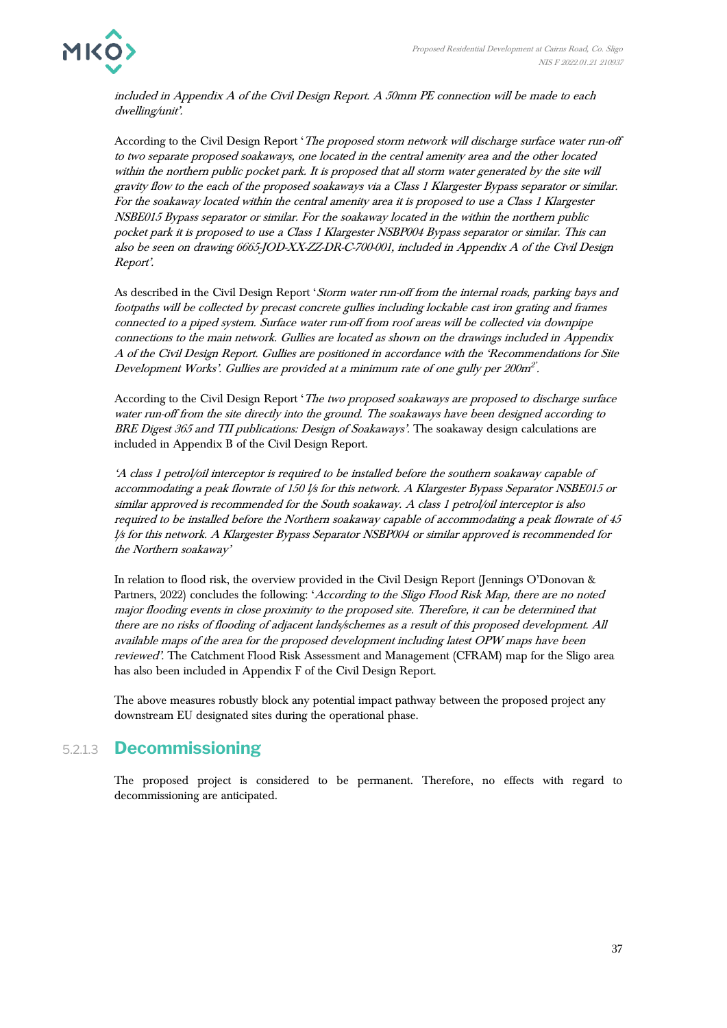*included in Appendix A of the Civil Design Report. A 50mm PE connection will be made to each dwelling/unit'.*

According to the Civil Design Report '*The proposed storm network will discharge surface water run-off to two separate proposed soakaways, one located in the central amenity area and the other located within the northern public pocket park. It is proposed that all storm water generated by the site will gravity flow to the each of the proposed soakaways via a Class 1 Klargester Bypass separator or similar. For the soakaway located within the central amenity area it is proposed to use a Class 1 Klargester NSBE015 Bypass separator or similar. For the soakaway located in the within the northern public pocket park it is proposed to use a Class 1 Klargester NSBP004 Bypass separator or similar. This can also be seen on drawing 6665-JOD-XX-ZZ-DR-C-700-001, included in Appendix A of the Civil Design Report*'.

As described in the Civil Design Report '*Storm water run-off from the internal roads, parking bays and footpaths will be collected by precast concrete gullies including lockable cast iron grating and frames connected to a piped system. Surface water run-off from roof areas will be collected via downpipe connections to the main network. Gullies are located as shown on the drawings included in Appendix A of the Civil Design Report. Gullies are positioned in accordance with the 'Recommendations for Site Development Works'. Gullies are provided at a minimum rate of one gully per 200m²*'.

According to the Civil Design Report '*The two proposed soakaways are proposed to discharge surface water run-off from the site directly into the ground. The soakaways have been designed according to BRE Digest 365 and TII publications: Design of Soakaways*'. The soakaway design calculations are included in Appendix B of the Civil Design Report.

*'A class 1 petrol/oil interceptor is required to be installed before the southern soakaway capable of accommodating a peak flowrate of 150 l/s for this network. A Klargester Bypass Separator NSBE015 or similar approved is recommended for the South soakaway. A class 1 petrol/oil interceptor is also required to be installed before the Northern soakaway capable of accommodating a peak flowrate of 45 l/s for this network. A Klargester Bypass Separator NSBP004 or similar approved is recommended for the Northern soakaway'*

In relation to flood risk, the overview provided in the Civil Design Report (Jennings O'Donovan & Partners, 2022) concludes the following: '*According to the Sligo Flood Risk Map, there are no noted major flooding events in close proximity to the proposed site. Therefore, it can be determined that there are no risks of flooding of adjacent lands/schemes as a result of this proposed development. All available maps of the area for the proposed development including latest OPW maps have been reviewed*'. The Catchment Flood Risk Assessment and Management (CFRAM) map for the Sligo area has also been included in Appendix F of the Civil Design Report.

The above measures robustly block any potential impact pathway between the proposed project any downstream EU designated sites during the operational phase.

#### 5.2.1.3 Decommissioning

The proposed project is considered to be permanent. Therefore, no effects with regard to decommissioning are anticipated.